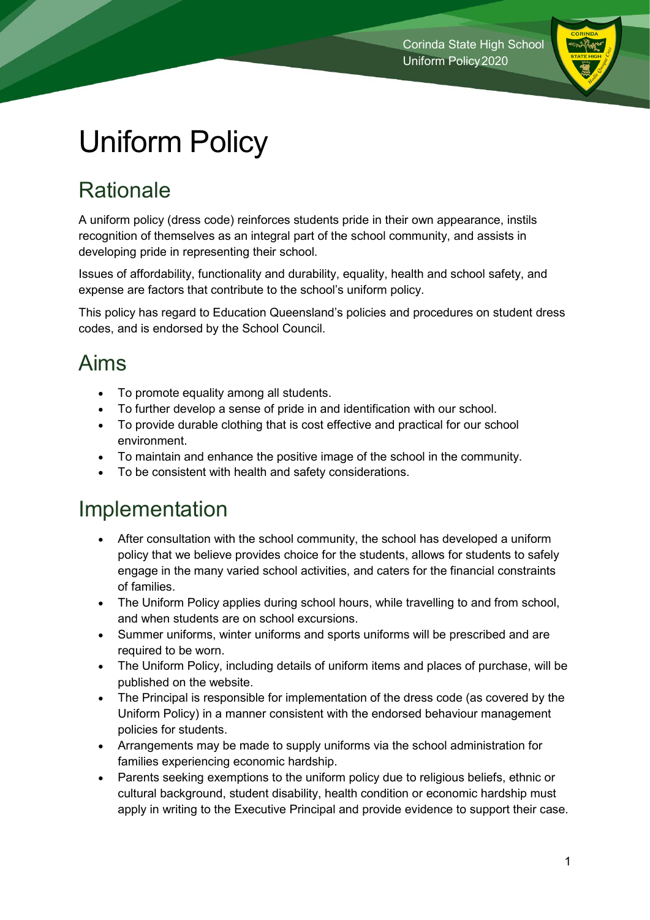# Uniform Policy

## Rationale

A uniform policy (dress code) reinforces students pride in their own appearance, instils recognition of themselves as an integral part of the school community, and assists in developing pride in representing their school.

Issues of affordability, functionality and durability, equality, health and school safety, and expense are factors that contribute to the school's uniform policy.

This policy has regard to Education Queensland's policies and procedures on student dress codes, and is endorsed by the School Council.

## Aims

- To promote equality among all students.
- To further develop a sense of pride in and identification with our school.
- To provide durable clothing that is cost effective and practical for our school environment.
- To maintain and enhance the positive image of the school in the community.
- To be consistent with health and safety considerations.

## Implementation

- After consultation with the school community, the school has developed a uniform policy that we believe provides choice for the students, allows for students to safely engage in the many varied school activities, and caters for the financial constraints of families.
- The Uniform Policy applies during school hours, while travelling to and from school, and when students are on school excursions.
- Summer uniforms, winter uniforms and sports uniforms will be prescribed and are required to be worn.
- The Uniform Policy, including details of uniform items and places of purchase, will be published on the website.
- The Principal is responsible for implementation of the dress code (as covered by the Uniform Policy) in a manner consistent with the endorsed behaviour management policies for students.
- Arrangements may be made to supply uniforms via the school administration for families experiencing economic hardship.
- Parents seeking exemptions to the uniform policy due to religious beliefs, ethnic or cultural background, student disability, health condition or economic hardship must apply in writing to the Executive Principal and provide evidence to support their case.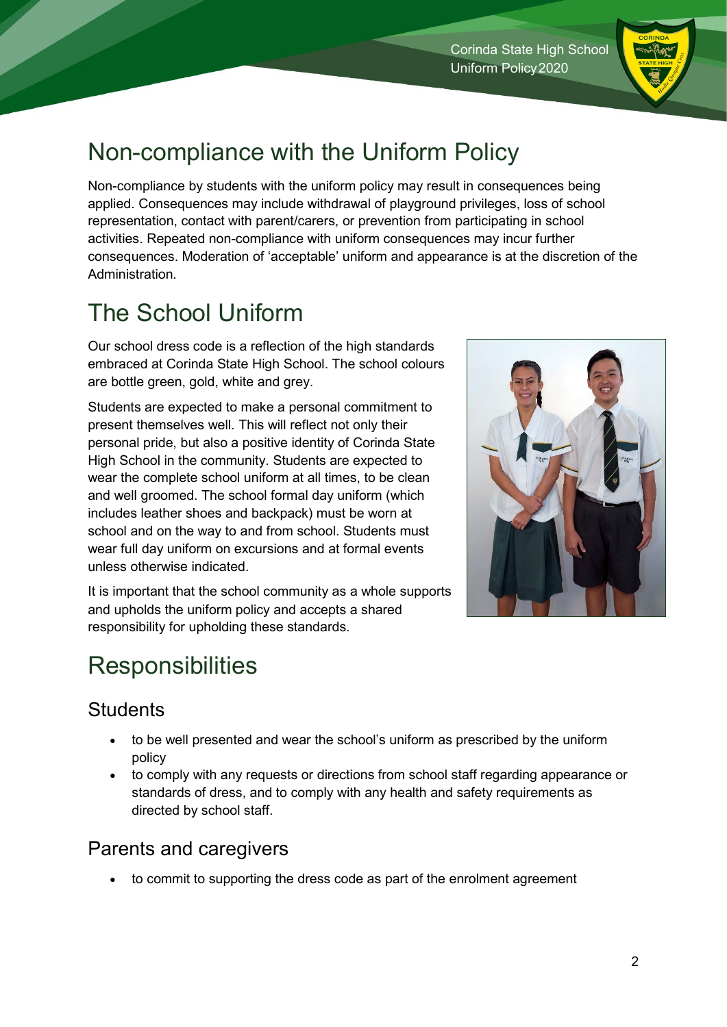# Non-compliance with the Uniform Policy

Non-compliance by students with the uniform policy may result in consequences being applied. Consequences may include withdrawal of playground privileges, loss of school representation, contact with parent/carers, or prevention from participating in school activities. Repeated non-compliance with uniform consequences may incur further consequences. Moderation of 'acceptable' uniform and appearance is at the discretion of the Administration.

# The School Uniform

Our school dress code is a reflection of the high standards embraced at Corinda State High School. The school colours are bottle green, gold, white and grey.

Students are expected to make a personal commitment to present themselves well. This will reflect not only their personal pride, but also a positive identity of Corinda State High School in the community. Students are expected to wear the complete school uniform at all times, to be clean and well groomed. The school formal day uniform (which includes leather shoes and backpack) must be worn at school and on the way to and from school. Students must wear full day uniform on excursions and at formal events unless otherwise indicated.

It is important that the school community as a whole supports and upholds the uniform policy and accepts a shared responsibility for upholding these standards.

# Responsibilities

## Students

- to be well presented and wear the school's uniform as prescribed by the uniform policy
- to comply with any requests or directions from school staff regarding appearance or standards of dress, and to comply with any health and safety requirements as directed by school staff.

## Parents and caregivers

- to commit to supporting the dress code as part of the enrolment agreement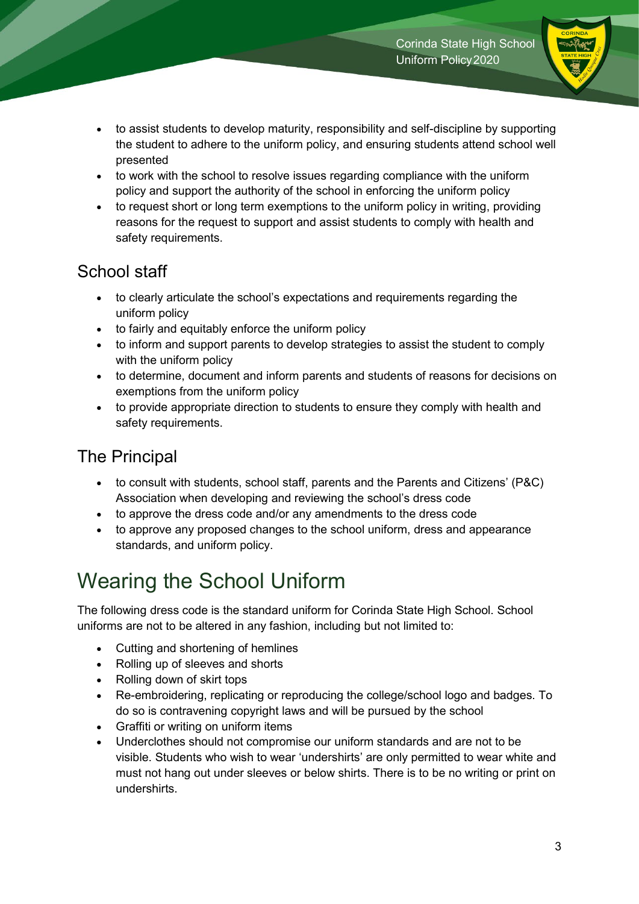- to assist students to develop maturity, responsibility and self-discipline by supporting the student to adhere to the uniform policy, and ensuring students attend school well presented
- to work with the school to resolve issues regarding compliance with the uniform policy and support the authority of the school in enforcing the uniform policy
- to request short or long term exemptions to the uniform policy in writing, providing reasons for the request to support and assist students to comply with health and safety requirements.

## School staff

- to clearly articulate the school's expectations and requirements regarding the uniform policy
- to fairly and equitably enforce the uniform policy
- to inform and support parents to develop strategies to assist the student to comply with the uniform policy
- to determine, document and inform parents and students of reasons for decisions on exemptions from the uniform policy
- to provide appropriate direction to students to ensure they comply with health and safety requirements.

## The Principal

- to consult with students, school staff, parents and the Parents and Citizens' (P&C) Association when developing and reviewing the school's dress code
- to approve the dress code and/or any amendments to the dress code
- to approve any proposed changes to the school uniform, dress and appearance standards, and uniform policy.

# Wearing the School Uniform

The following dress code is the standard uniform for Corinda State High School. School uniforms are not to be altered in any fashion, including but not limited to:

- Cutting and shortening of hemlines
- Rolling up of sleeves and shorts
- Rolling down of skirt tops
- Re-embroidering, replicating or reproducing the college/school logo and badges. To do so is contravening copyright laws and will be pursued by the school
- Graffiti or writing on uniform items
- Underclothes should not compromise our uniform standards and are not to be visible. Students who wish to wear 'undershirts' are only permitted to wear white and must not hang out under sleeves or below shirts. There is to be no writing or print on undershirts.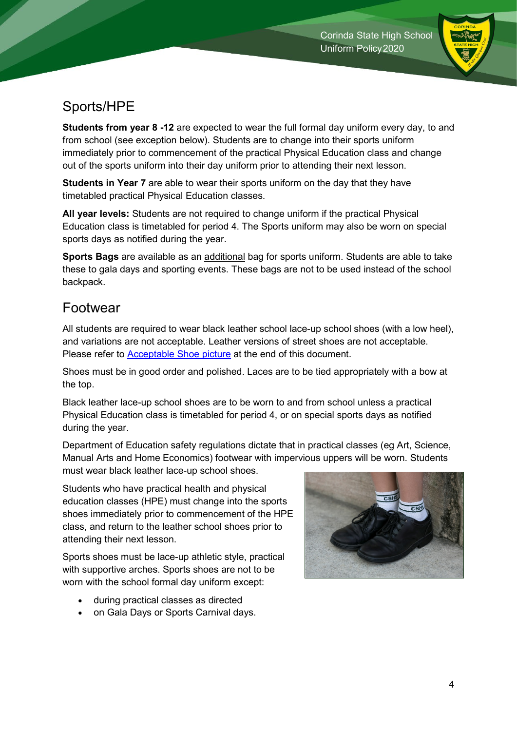## Sports/HPE

**Students from year 8 -12** are expected to wear the full formal day uniform every day, to and from school (see exception below). Students are to change into their sports uniform immediately prior to commencement of the practical Physical Education class and change out of the sports uniform into their day uniform prior to attending their next lesson.

**Students in Year 7** are able to wear their sports uniform on the day that they have timetabled practical Physical Education classes.

**All year levels:** Students are not required to change uniform if the practical Physical Education class is timetabled for period 4. The Sports uniform may also be worn on special sports days as notified during the year.

**Sports Bags** are available as an additional bag for sports uniform. Students are able to take these to gala days and sporting events. These bags are not to be used instead of the school backpack.

## Footwear

All students are required to wear black leather school lace-up school shoes (with a low heel), and variations are not acceptable. Leather versions of street shoes are not acceptable. Please refer to Acceptable Shoe picture at the end of this document.

Shoes must be in good order and polished. Laces are to be tied appropriately with a bow at the top.

Black leather lace-up school shoes are to be worn to and from school unless a practical Physical Education class is timetabled for period 4, or on special sports days as notified during the year.

Department of Education safety regulations dictate that in practical classes (eg Art, Science, Manual Arts and Home Economics) footwear with impervious uppers will be worn. Students must wear black leather lace-up school shoes.

Students who have practical health and physical education classes (HPE) must change into the sports shoes immediately prior to commencement of the HPE class, and return to the leather school shoes prior to attending their next lesson.

Sports shoes must be lace-up athletic style, practical with supportive arches. Sports shoes are not to be worn with the school formal day uniform except:

- during practical classes as directed
- on Gala Days or Sports Carnival days.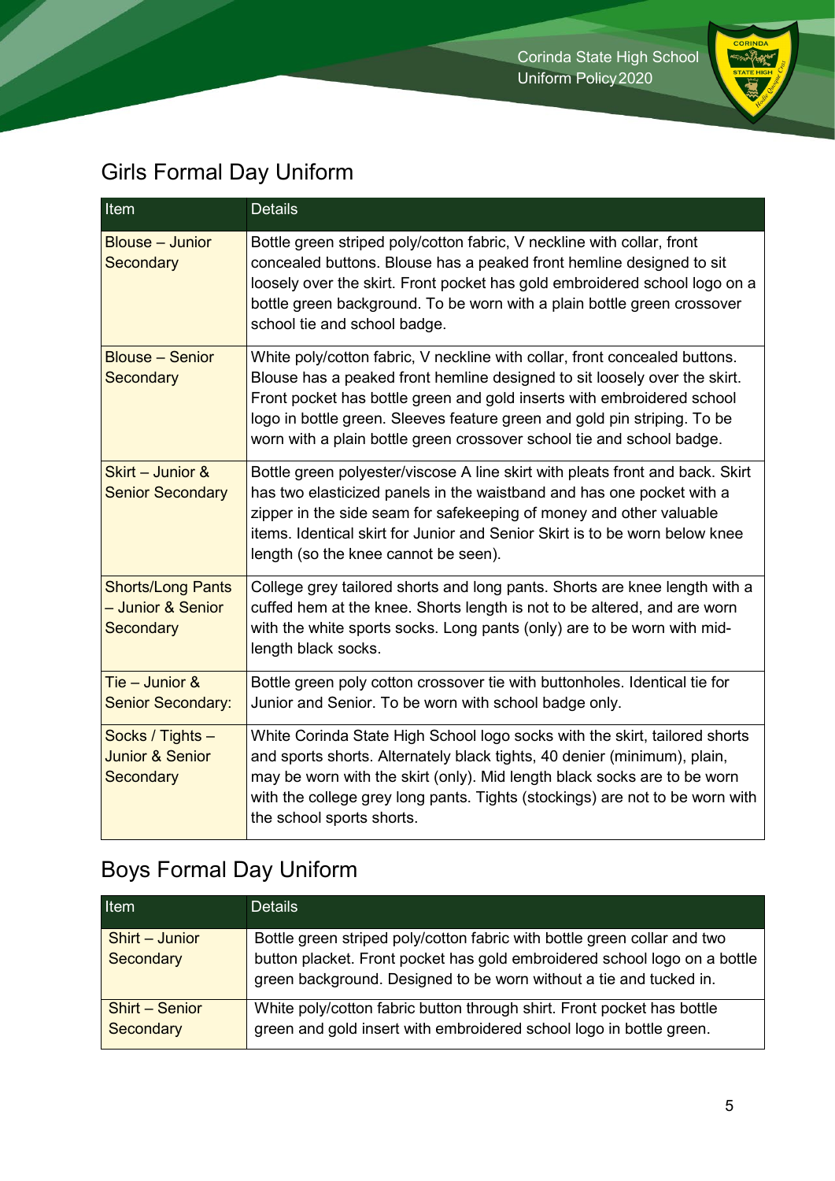## Girls Formal Day Uniform

| Item | Details |
| --- | --- |
| Blouse – Junior Secondary | Bottle green striped poly/cotton fabric, V neckline with collar, front concealed buttons. Blouse has a peaked front hemline designed to sit loosely over the skirt. Front pocket has gold embroidered school logo on a bottle green background. To be worn with a plain bottle green crossover school tie and school badge. |
| Blouse – Senior Secondary | White poly/cotton fabric, V neckline with collar, front concealed buttons. Blouse has a peaked front hemline designed to sit loosely over the skirt. Front pocket has bottle green and gold inserts with embroidered school logo in bottle green. Sleeves feature green and gold pin striping. To be worn with a plain bottle green crossover school tie and school badge. |
| Skirt – Junior & Senior Secondary | Bottle green polyester/viscose A line skirt with pleats front and back. Skirt has two elasticized panels in the waistband and has one pocket with a zipper in the side seam for safekeeping of money and other valuable items. Identical skirt for Junior and Senior Skirt is to be worn below knee length (so the knee cannot be seen). |
| Shorts/Long Pants – Junior & Senior Secondary | College grey tailored shorts and long pants. Shorts are knee length with a cuffed hem at the knee. Shorts length is not to be altered, and are worn with the white sports socks. Long pants (only) are to be worn with mid-length black socks. |
| Tie – Junior & Senior Secondary: | Bottle green poly cotton crossover tie with buttonholes. Identical tie for Junior and Senior. To be worn with school badge only. |
| Socks / Tights – Junior & Senior Secondary | White Corinda State High School logo socks with the skirt, tailored shorts and sports shorts. Alternately black tights, 40 denier (minimum), plain, may be worn with the skirt (only). Mid length black socks are to be worn with the college grey long pants. Tights (stockings) are not to be worn with the school sports shorts. |

## Boys Formal Day Uniform

| Item | Details |
| --- | --- |
| Shirt – Junior Secondary | Bottle green striped poly/cotton fabric with bottle green collar and two button placket. Front pocket has gold embroidered school logo on a bottle green background. Designed to be worn without a tie and tucked in. |
| Shirt – Senior Secondary | White poly/cotton fabric button through shirt. Front pocket has bottle green and gold insert with embroidered school logo in bottle green. |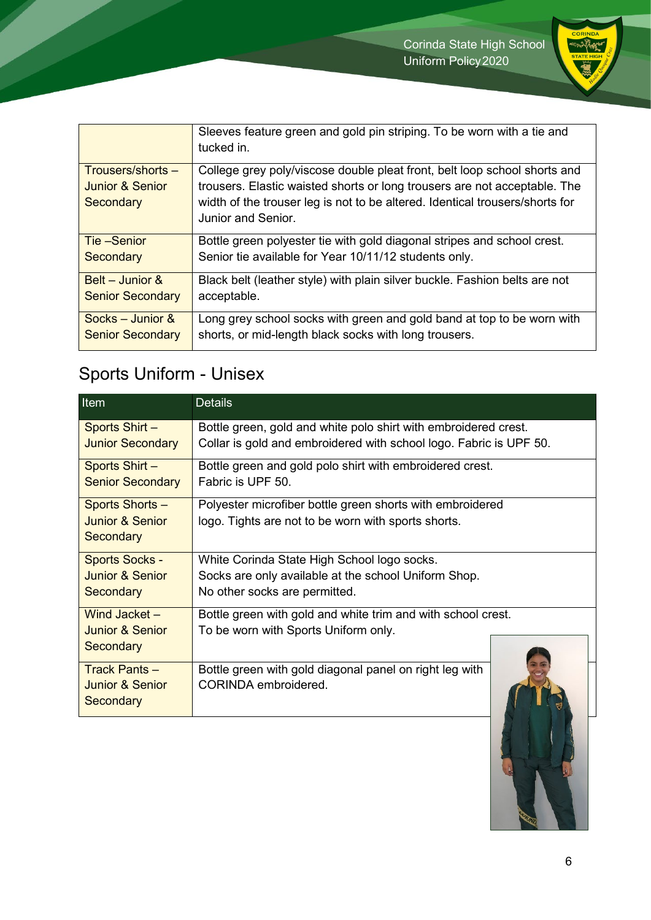| | |
|---|---|
| | Sleeves feature green and gold pin striping. To be worn with a tie and tucked in. |
| Trousers/shorts – Junior & Senior Secondary | College grey poly/viscose double pleat front, belt loop school shorts and trousers. Elastic waisted shorts or long trousers are not acceptable. The width of the trouser leg is not to be altered. Identical trousers/shorts for Junior and Senior. |
| Tie –Senior Secondary | Bottle green polyester tie with gold diagonal stripes and school crest. Senior tie available for Year 10/11/12 students only. |
| Belt – Junior & Senior Secondary | Black belt (leather style) with plain silver buckle. Fashion belts are not acceptable. |
| Socks – Junior & Senior Secondary | Long grey school socks with green and gold band at top to be worn with shorts, or mid-length black socks with long trousers. |

## Sports Uniform - Unisex

| Item | Details |
|---|---|
| Sports Shirt – Junior Secondary | Bottle green, gold and white polo shirt with embroidered crest. Collar is gold and embroidered with school logo. Fabric is UPF 50. |
| Sports Shirt – Senior Secondary | Bottle green and gold polo shirt with embroidered crest. Fabric is UPF 50. |
| Sports Shorts – Junior & Senior Secondary | Polyester microfiber bottle green shorts with embroidered logo. Tights are not to be worn with sports shorts. |
| Sports Socks - Junior & Senior Secondary | White Corinda State High School logo socks. Socks are only available at the school Uniform Shop. No other socks are permitted. |
| Wind Jacket – Junior & Senior Secondary | Bottle green with gold and white trim and with school crest. To be worn with Sports Uniform only. |
| Track Pants – Junior & Senior Secondary | Bottle green with gold diagonal panel on right leg with CORINDA embroidered. |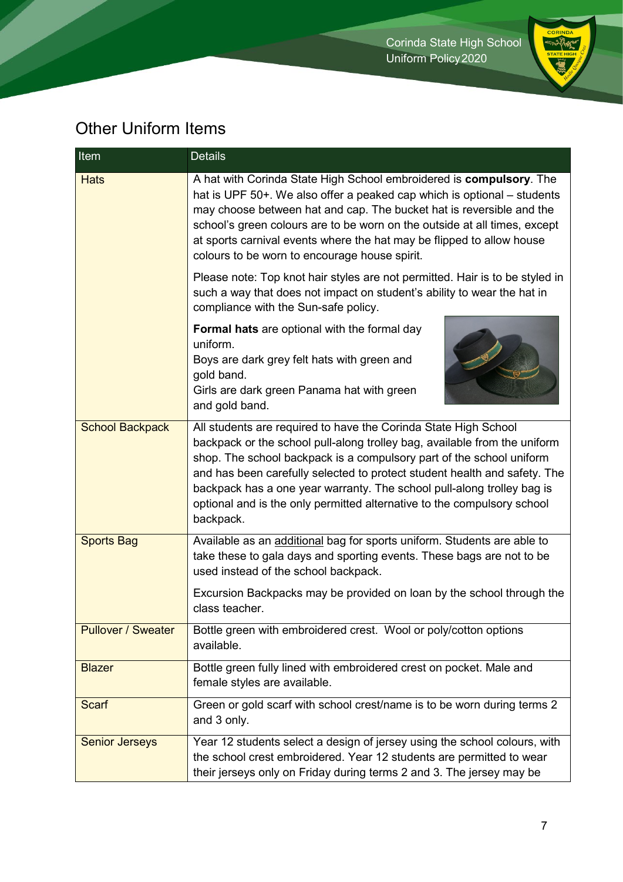## Other Uniform Items

| Item | Details |
| --- | --- |
| Hats | A hat with Corinda State High School embroidered is **compulsory**. The hat is UPF 50+. We also offer a peaked cap which is optional – students may choose between hat and cap. The bucket hat is reversible and the school's green colours are to be worn on the outside at all times, except at sports carnival events where the hat may be flipped to allow house colours to be worn to encourage house spirit.<br><br>Please note: Top knot hair styles are not permitted. Hair is to be styled in such a way that does not impact on student's ability to wear the hat in compliance with the Sun-safe policy.<br><br>**Formal hats** are optional with the formal day uniform.<br>Boys are dark grey felt hats with green and gold band.<br>Girls are dark green Panama hat with green and gold band. |
| School Backpack | All students are required to have the Corinda State High School backpack or the school pull-along trolley bag, available from the uniform shop. The school backpack is a compulsory part of the school uniform and has been carefully selected to protect student health and safety. The backpack has a one year warranty. The school pull-along trolley bag is optional and is the only permitted alternative to the compulsory school backpack. |
| Sports Bag | Available as an additional bag for sports uniform. Students are able to take these to gala days and sporting events. These bags are not to be used instead of the school backpack.<br><br>Excursion Backpacks may be provided on loan by the school through the class teacher. |
| Pullover / Sweater | Bottle green with embroidered crest. Wool or poly/cotton options available. |
| Blazer | Bottle green fully lined with embroidered crest on pocket. Male and female styles are available. |
| Scarf | Green or gold scarf with school crest/name is to be worn during terms 2 and 3 only. |
| Senior Jerseys | Year 12 students select a design of jersey using the school colours, with the school crest embroidered. Year 12 students are permitted to wear their jerseys only on Friday during terms 2 and 3. The jersey may be |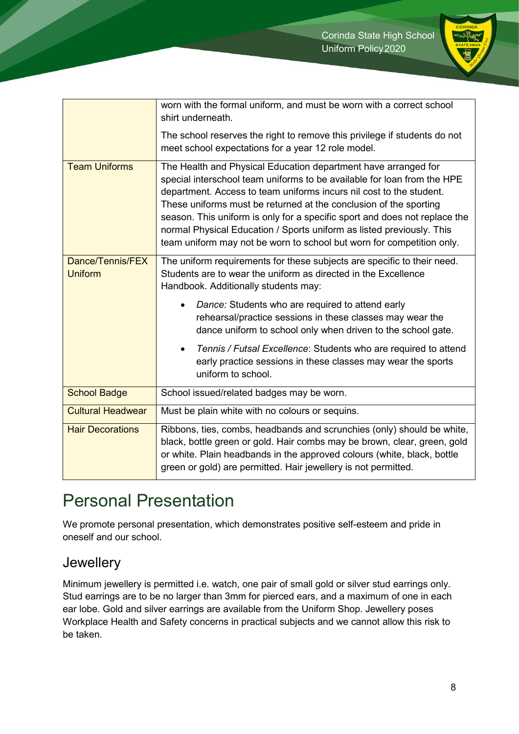| | |
|---|---|
| | worn with the formal uniform, and must be worn with a correct school shirt underneath.<br><br>The school reserves the right to remove this privilege if students do not meet school expectations for a year 12 role model. |
| Team Uniforms | The Health and Physical Education department have arranged for special interschool team uniforms to be available for loan from the HPE department. Access to team uniforms incurs nil cost to the student. These uniforms must be returned at the conclusion of the sporting season. This uniform is only for a specific sport and does not replace the normal Physical Education / Sports uniform as listed previously. This team uniform may not be worn to school but worn for competition only. |
| Dance/Tennis/FEX Uniform | The uniform requirements for these subjects are specific to their need. Students are to wear the uniform as directed in the Excellence Handbook. Additionally students may:<br><br>• *Dance:* Students who are required to attend early rehearsal/practice sessions in these classes may wear the dance uniform to school only when driven to the school gate.<br><br>• *Tennis / Futsal Excellence*: Students who are required to attend early practice sessions in these classes may wear the sports uniform to school. |
| School Badge | School issued/related badges may be worn. |
| Cultural Headwear | Must be plain white with no colours or sequins. |
| Hair Decorations | Ribbons, ties, combs, headbands and scrunchies (only) should be white, black, bottle green or gold. Hair combs may be brown, clear, green, gold or white. Plain headbands in the approved colours (white, black, bottle green or gold) are permitted. Hair jewellery is not permitted. |

# Personal Presentation

We promote personal presentation, which demonstrates positive self-esteem and pride in oneself and our school.

## Jewellery

Minimum jewellery is permitted i.e. watch, one pair of small gold or silver stud earrings only. Stud earrings are to be no larger than 3mm for pierced ears, and a maximum of one in each ear lobe. Gold and silver earrings are available from the Uniform Shop. Jewellery poses Workplace Health and Safety concerns in practical subjects and we cannot allow this risk to be taken.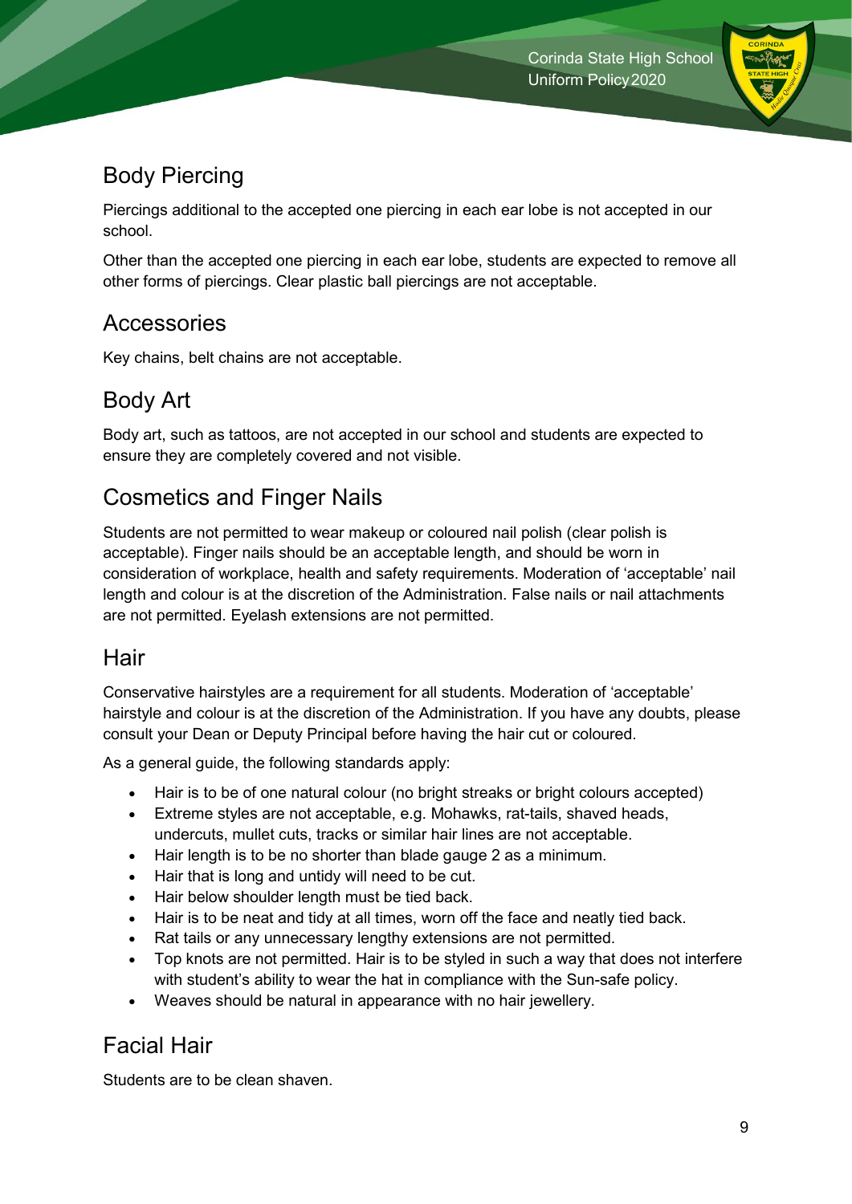## Body Piercing

Piercings additional to the accepted one piercing in each ear lobe is not accepted in our school.

Other than the accepted one piercing in each ear lobe, students are expected to remove all other forms of piercings. Clear plastic ball piercings are not acceptable.

## Accessories

Key chains, belt chains are not acceptable.

## Body Art

Body art, such as tattoos, are not accepted in our school and students are expected to ensure they are completely covered and not visible.

## Cosmetics and Finger Nails

Students are not permitted to wear makeup or coloured nail polish (clear polish is acceptable). Finger nails should be an acceptable length, and should be worn in consideration of workplace, health and safety requirements. Moderation of 'acceptable' nail length and colour is at the discretion of the Administration. False nails or nail attachments are not permitted. Eyelash extensions are not permitted.

## Hair

Conservative hairstyles are a requirement for all students. Moderation of 'acceptable' hairstyle and colour is at the discretion of the Administration. If you have any doubts, please consult your Dean or Deputy Principal before having the hair cut or coloured.

As a general guide, the following standards apply:

- Hair is to be of one natural colour (no bright streaks or bright colours accepted)
- Extreme styles are not acceptable, e.g. Mohawks, rat-tails, shaved heads, undercuts, mullet cuts, tracks or similar hair lines are not acceptable.
- Hair length is to be no shorter than blade gauge 2 as a minimum.
- Hair that is long and untidy will need to be cut.
- Hair below shoulder length must be tied back.
- Hair is to be neat and tidy at all times, worn off the face and neatly tied back.
- Rat tails or any unnecessary lengthy extensions are not permitted.
- Top knots are not permitted. Hair is to be styled in such a way that does not interfere with student's ability to wear the hat in compliance with the Sun-safe policy.
- Weaves should be natural in appearance with no hair jewellery.

## Facial Hair

Students are to be clean shaven.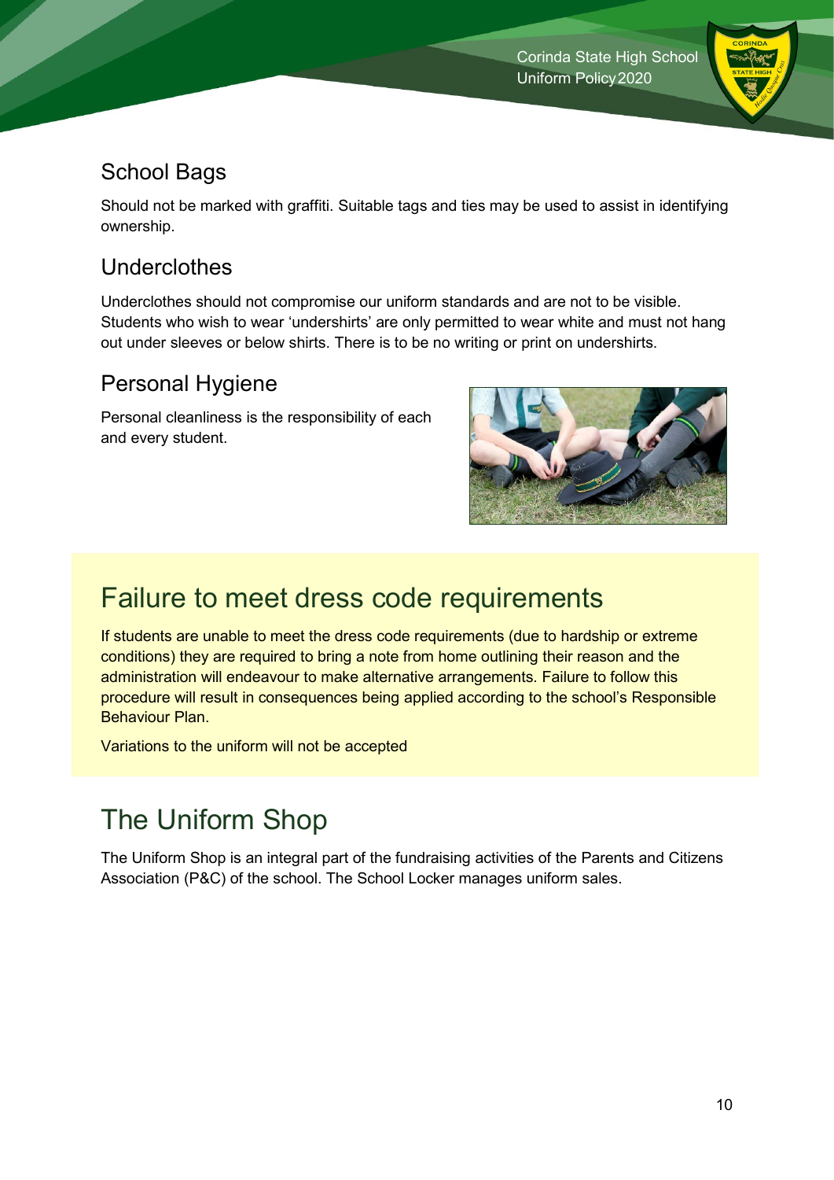## School Bags

Should not be marked with graffiti. Suitable tags and ties may be used to assist in identifying ownership.

## Underclothes

Underclothes should not compromise our uniform standards and are not to be visible. Students who wish to wear 'undershirts' are only permitted to wear white and must not hang out under sleeves or below shirts. There is to be no writing or print on undershirts.

## Personal Hygiene

Personal cleanliness is the responsibility of each and every student.

# Failure to meet dress code requirements

If students are unable to meet the dress code requirements (due to hardship or extreme conditions) they are required to bring a note from home outlining their reason and the administration will endeavour to make alternative arrangements. Failure to follow this procedure will result in consequences being applied according to the school's Responsible Behaviour Plan.

Variations to the uniform will not be accepted

# The Uniform Shop

The Uniform Shop is an integral part of the fundraising activities of the Parents and Citizens Association (P&C) of the school. The School Locker manages uniform sales.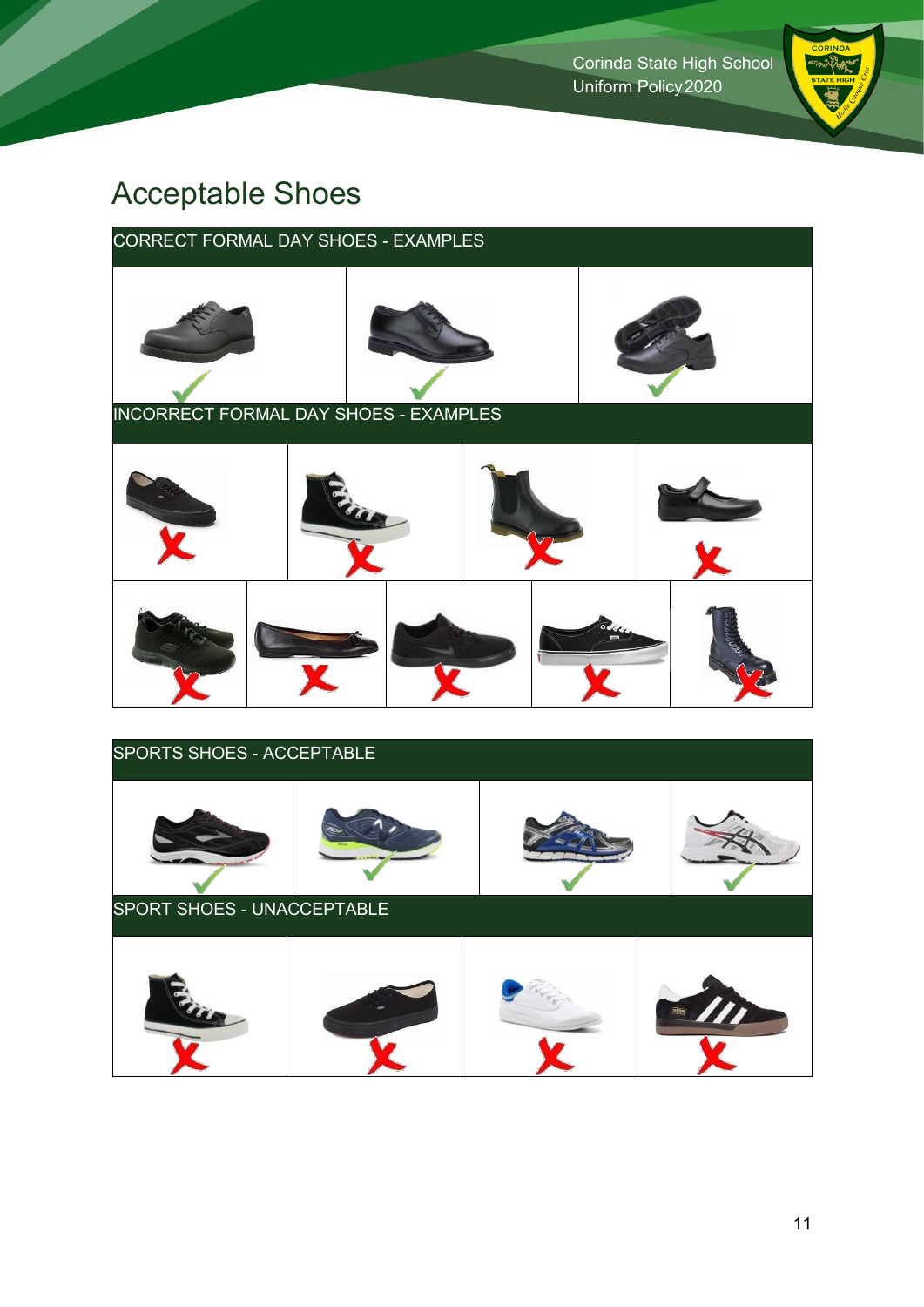# Acceptable Shoes

CORRECT FORMAL DAY SHOES - EXAMPLES

INCORRECT FORMAL DAY SHOES - EXAMPLES

SPORTS SHOES - ACCEPTABLE

SPORT SHOES - UNACCEPTABLE